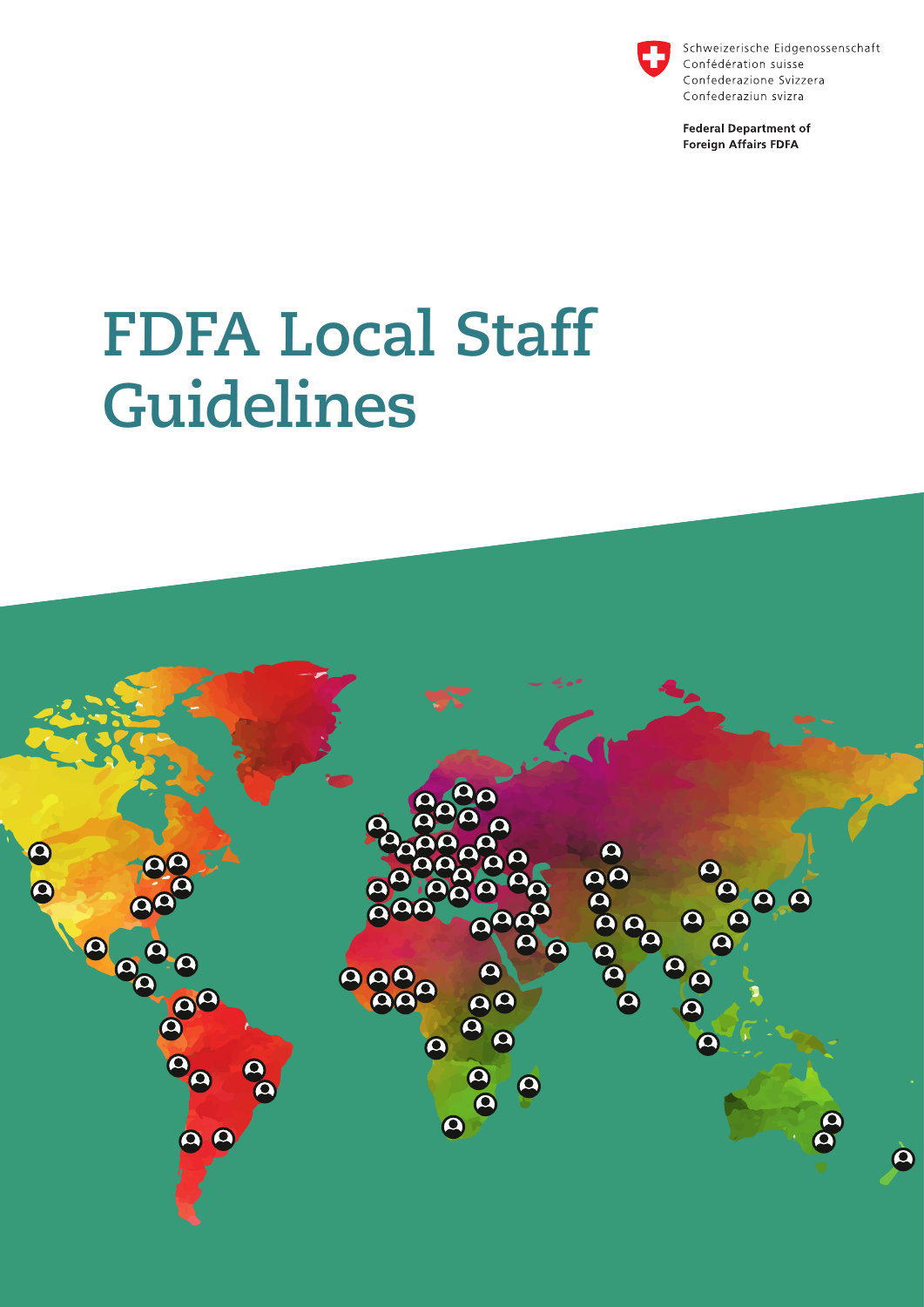Schweizerische Eidgenossenschaft
Confédération suisse
Confederazione Svizzera
Confederaziun svizra

**Federal Department of Foreign Affairs FDFA**

# FDFA Local Staff Guidelines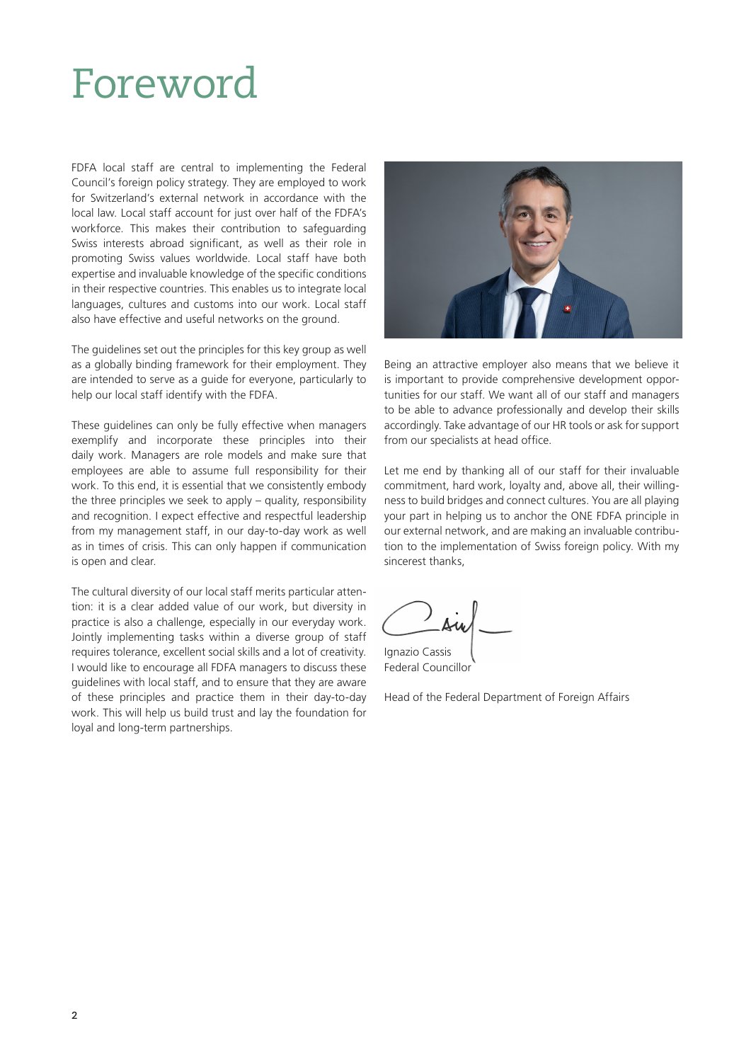# Foreword

FDFA local staff are central to implementing the Federal Council's foreign policy strategy. They are employed to work for Switzerland's external network in accordance with the local law. Local staff account for just over half of the FDFA's workforce. This makes their contribution to safeguarding Swiss interests abroad significant, as well as their role in promoting Swiss values worldwide. Local staff have both expertise and invaluable knowledge of the specific conditions in their respective countries. This enables us to integrate local languages, cultures and customs into our work. Local staff also have effective and useful networks on the ground.

The guidelines set out the principles for this key group as well as a globally binding framework for their employment. They are intended to serve as a guide for everyone, particularly to help our local staff identify with the FDFA.

These guidelines can only be fully effective when managers exemplify and incorporate these principles into their daily work. Managers are role models and make sure that employees are able to assume full responsibility for their work. To this end, it is essential that we consistently embody the three principles we seek to apply – quality, responsibility and recognition. I expect effective and respectful leadership from my management staff, in our day-to-day work as well as in times of crisis. This can only happen if communication is open and clear.

The cultural diversity of our local staff merits particular attention: it is a clear added value of our work, but diversity in practice is also a challenge, especially in our everyday work. Jointly implementing tasks within a diverse group of staff requires tolerance, excellent social skills and a lot of creativity. I would like to encourage all FDFA managers to discuss these guidelines with local staff, and to ensure that they are aware of these principles and practice them in their day-to-day work. This will help us build trust and lay the foundation for loyal and long-term partnerships.

Being an attractive employer also means that we believe it is important to provide comprehensive development opportunities for our staff. We want all of our staff and managers to be able to advance professionally and develop their skills accordingly. Take advantage of our HR tools or ask for support from our specialists at head office.

Let me end by thanking all of our staff for their invaluable commitment, hard work, loyalty and, above all, their willingness to build bridges and connect cultures. You are all playing your part in helping us to anchor the ONE FDFA principle in our external network, and are making an invaluable contribution to the implementation of Swiss foreign policy. With my sincerest thanks,

Ignazio Cassis
Federal Councillor

Head of the Federal Department of Foreign Affairs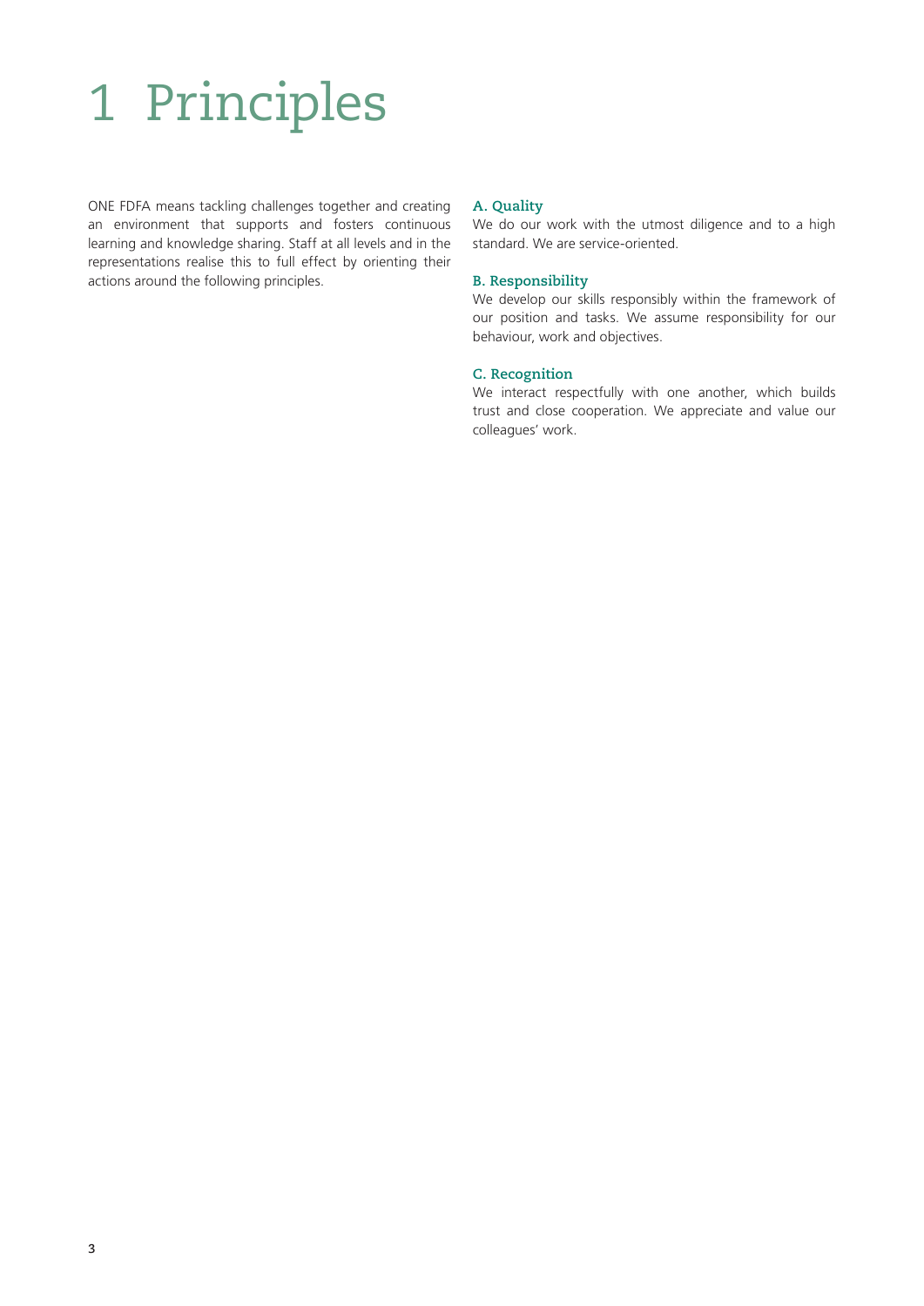# 1 Principles

ONE FDFA means tackling challenges together and creating an environment that supports and fosters continuous learning and knowledge sharing. Staff at all levels and in the representations realise this to full effect by orienting their actions around the following principles.

### A. Quality

We do our work with the utmost diligence and to a high standard. We are service-oriented.

### B. Responsibility

We develop our skills responsibly within the framework of our position and tasks. We assume responsibility for our behaviour, work and objectives.

### C. Recognition

We interact respectfully with one another, which builds trust and close cooperation. We appreciate and value our colleagues' work.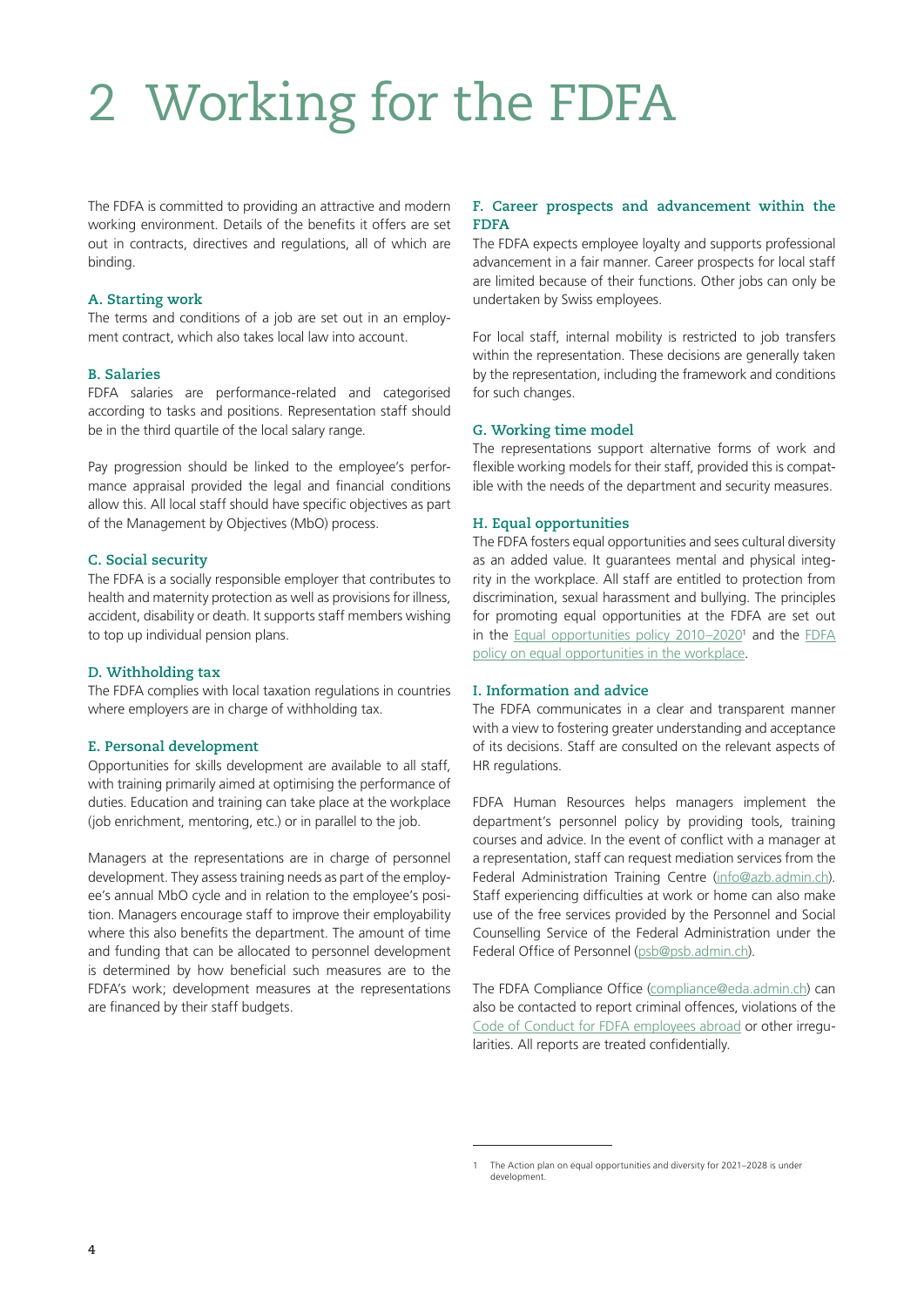# 2 Working for the FDFA

The FDFA is committed to providing an attractive and modern working environment. Details of the benefits it offers are set out in contracts, directives and regulations, all of which are binding.

### A. Starting work

The terms and conditions of a job are set out in an employment contract, which also takes local law into account.

### B. Salaries

FDFA salaries are performance-related and categorised according to tasks and positions. Representation staff should be in the third quartile of the local salary range.

Pay progression should be linked to the employee's performance appraisal provided the legal and financial conditions allow this. All local staff should have specific objectives as part of the Management by Objectives (MbO) process.

### C. Social security

The FDFA is a socially responsible employer that contributes to health and maternity protection as well as provisions for illness, accident, disability or death. It supports staff members wishing to top up individual pension plans.

### D. Withholding tax

The FDFA complies with local taxation regulations in countries where employers are in charge of withholding tax.

### E. Personal development

Opportunities for skills development are available to all staff, with training primarily aimed at optimising the performance of duties. Education and training can take place at the workplace (job enrichment, mentoring, etc.) or in parallel to the job.

Managers at the representations are in charge of personnel development. They assess training needs as part of the employee's annual MbO cycle and in relation to the employee's position. Managers encourage staff to improve their employability where this also benefits the department. The amount of time and funding that can be allocated to personnel development is determined by how beneficial such measures are to the FDFA's work; development measures at the representations are financed by their staff budgets.

### F. Career prospects and advancement within the FDFA

The FDFA expects employee loyalty and supports professional advancement in a fair manner. Career prospects for local staff are limited because of their functions. Other jobs can only be undertaken by Swiss employees.

For local staff, internal mobility is restricted to job transfers within the representation. These decisions are generally taken by the representation, including the framework and conditions for such changes.

### G. Working time model

The representations support alternative forms of work and flexible working models for their staff, provided this is compatible with the needs of the department and security measures.

### H. Equal opportunities

The FDFA fosters equal opportunities and sees cultural diversity as an added value. It guarantees mental and physical integrity in the workplace. All staff are entitled to protection from discrimination, sexual harassment and bullying. The principles for promoting equal opportunities at the FDFA are set out in the Equal opportunities policy 2010–2020[1] and the FDFA policy on equal opportunities in the workplace.

### I. Information and advice

The FDFA communicates in a clear and transparent manner with a view to fostering greater understanding and acceptance of its decisions. Staff are consulted on the relevant aspects of HR regulations.

FDFA Human Resources helps managers implement the department's personnel policy by providing tools, training courses and advice. In the event of conflict with a manager at a representation, staff can request mediation services from the Federal Administration Training Centre (info@azb.admin.ch). Staff experiencing difficulties at work or home can also make use of the free services provided by the Personnel and Social Counselling Service of the Federal Administration under the Federal Office of Personnel (psb@psb.admin.ch).

The FDFA Compliance Office (compliance@eda.admin.ch) can also be contacted to report criminal offences, violations of the Code of Conduct for FDFA employees abroad or other irregularities. All reports are treated confidentially.

---

[1] The Action plan on equal opportunities and diversity for 2021–2028 is under development.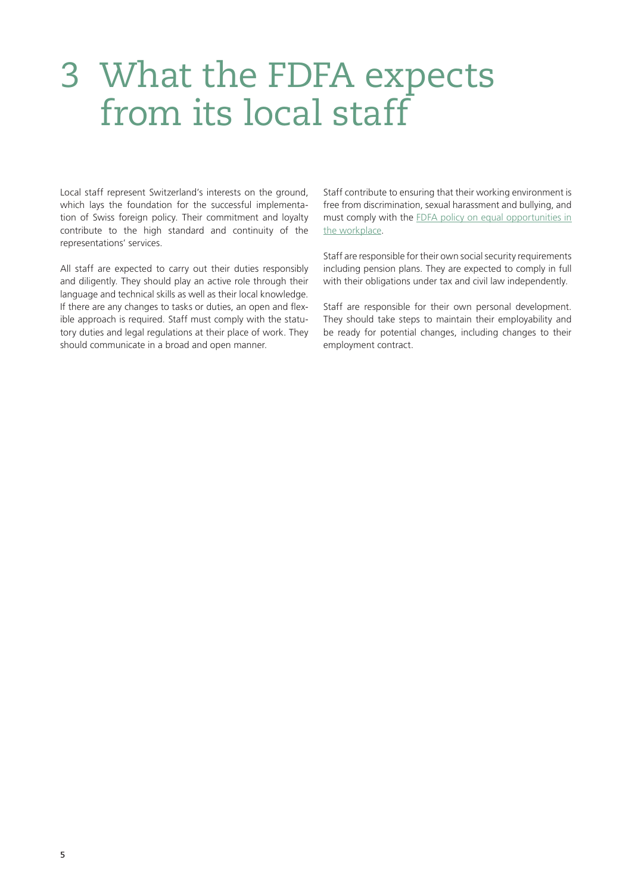# 3 What the FDFA expects from its local staff

Local staff represent Switzerland's interests on the ground, which lays the foundation for the successful implementation of Swiss foreign policy. Their commitment and loyalty contribute to the high standard and continuity of the representations' services.

All staff are expected to carry out their duties responsibly and diligently. They should play an active role through their language and technical skills as well as their local knowledge. If there are any changes to tasks or duties, an open and flexible approach is required. Staff must comply with the statutory duties and legal regulations at their place of work. They should communicate in a broad and open manner.

Staff contribute to ensuring that their working environment is free from discrimination, sexual harassment and bullying, and must comply with the FDFA policy on equal opportunities in the workplace.

Staff are responsible for their own social security requirements including pension plans. They are expected to comply in full with their obligations under tax and civil law independently.

Staff are responsible for their own personal development. They should take steps to maintain their employability and be ready for potential changes, including changes to their employment contract.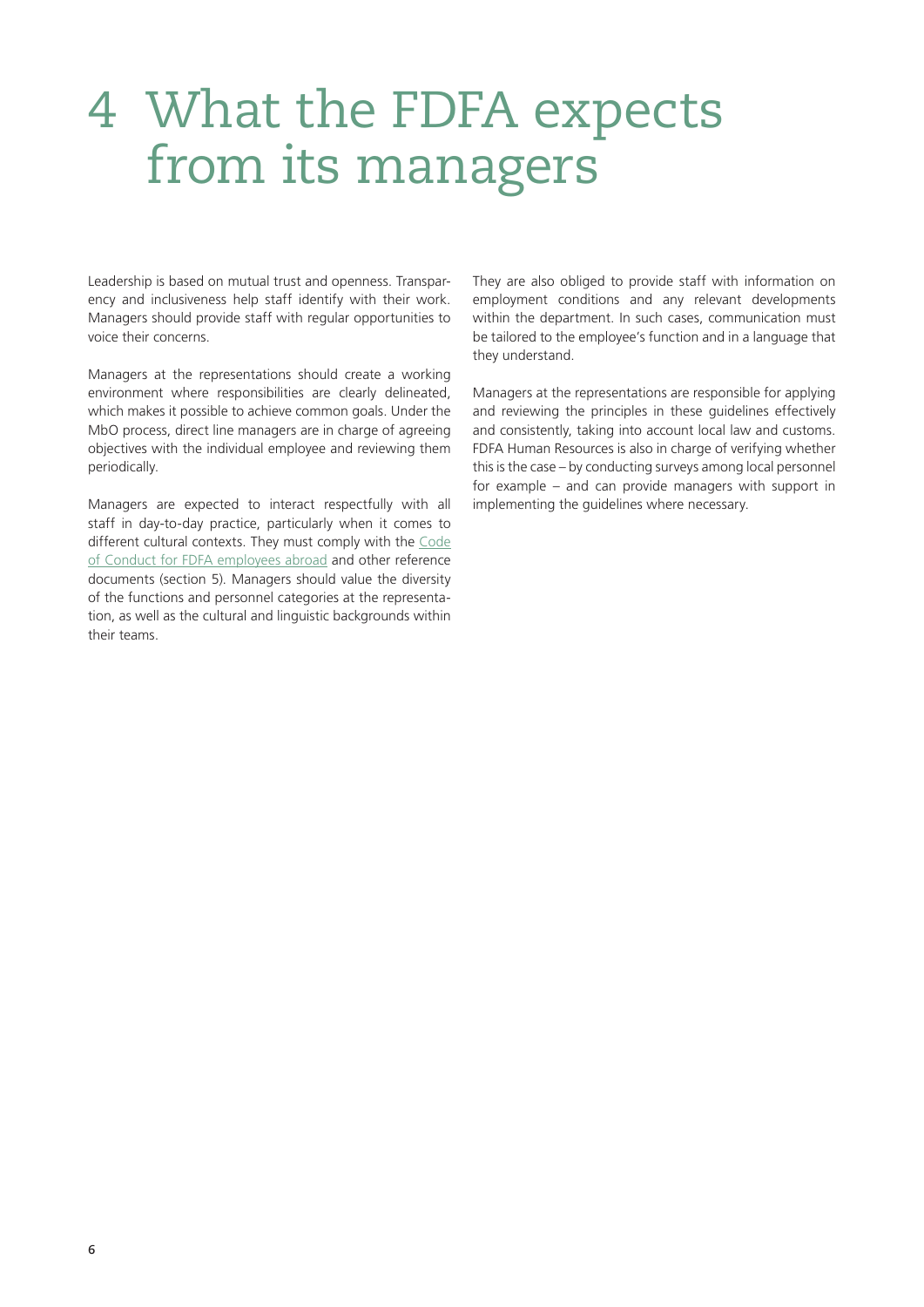# 4 What the FDFA expects from its managers

Leadership is based on mutual trust and openness. Transparency and inclusiveness help staff identify with their work. Managers should provide staff with regular opportunities to voice their concerns.

Managers at the representations should create a working environment where responsibilities are clearly delineated, which makes it possible to achieve common goals. Under the MbO process, direct line managers are in charge of agreeing objectives with the individual employee and reviewing them periodically.

Managers are expected to interact respectfully with all staff in day-to-day practice, particularly when it comes to different cultural contexts. They must comply with the Code of Conduct for FDFA employees abroad and other reference documents (section 5). Managers should value the diversity of the functions and personnel categories at the representation, as well as the cultural and linguistic backgrounds within their teams.

They are also obliged to provide staff with information on employment conditions and any relevant developments within the department. In such cases, communication must be tailored to the employee's function and in a language that they understand.

Managers at the representations are responsible for applying and reviewing the principles in these guidelines effectively and consistently, taking into account local law and customs. FDFA Human Resources is also in charge of verifying whether this is the case – by conducting surveys among local personnel for example – and can provide managers with support in implementing the guidelines where necessary.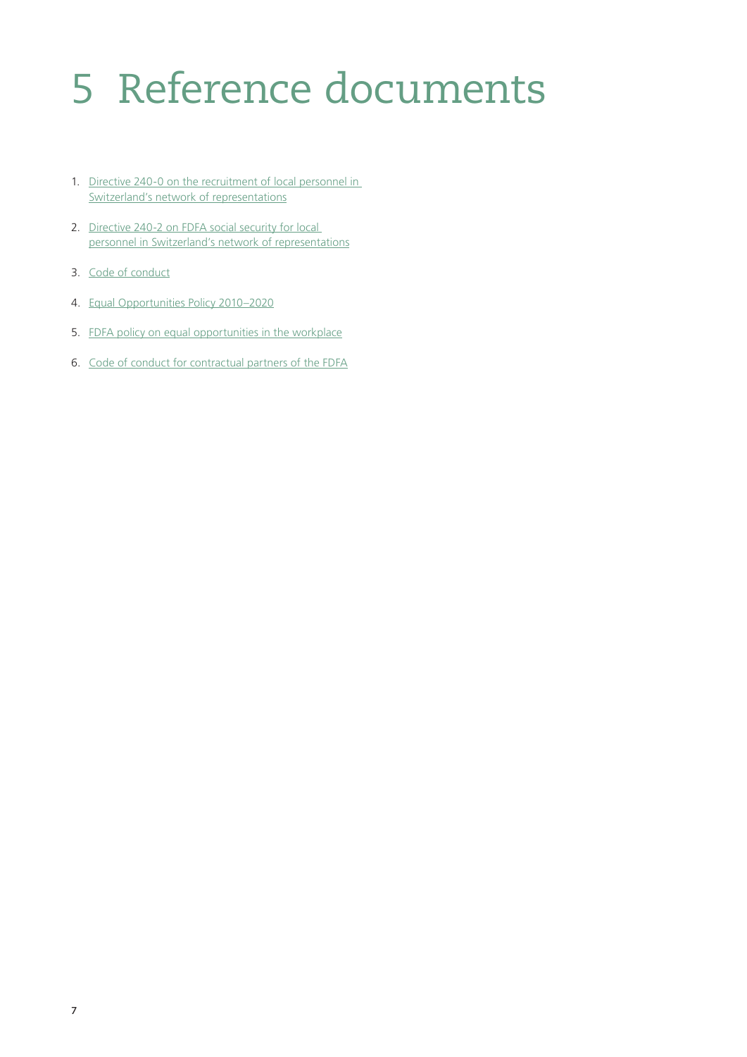# 5 Reference documents

1. Directive 240-0 on the recruitment of local personnel in Switzerland's network of representations
2. Directive 240-2 on FDFA social security for local personnel in Switzerland's network of representations
3. Code of conduct
4. Equal Opportunities Policy 2010–2020
5. FDFA policy on equal opportunities in the workplace
6. Code of conduct for contractual partners of the FDFA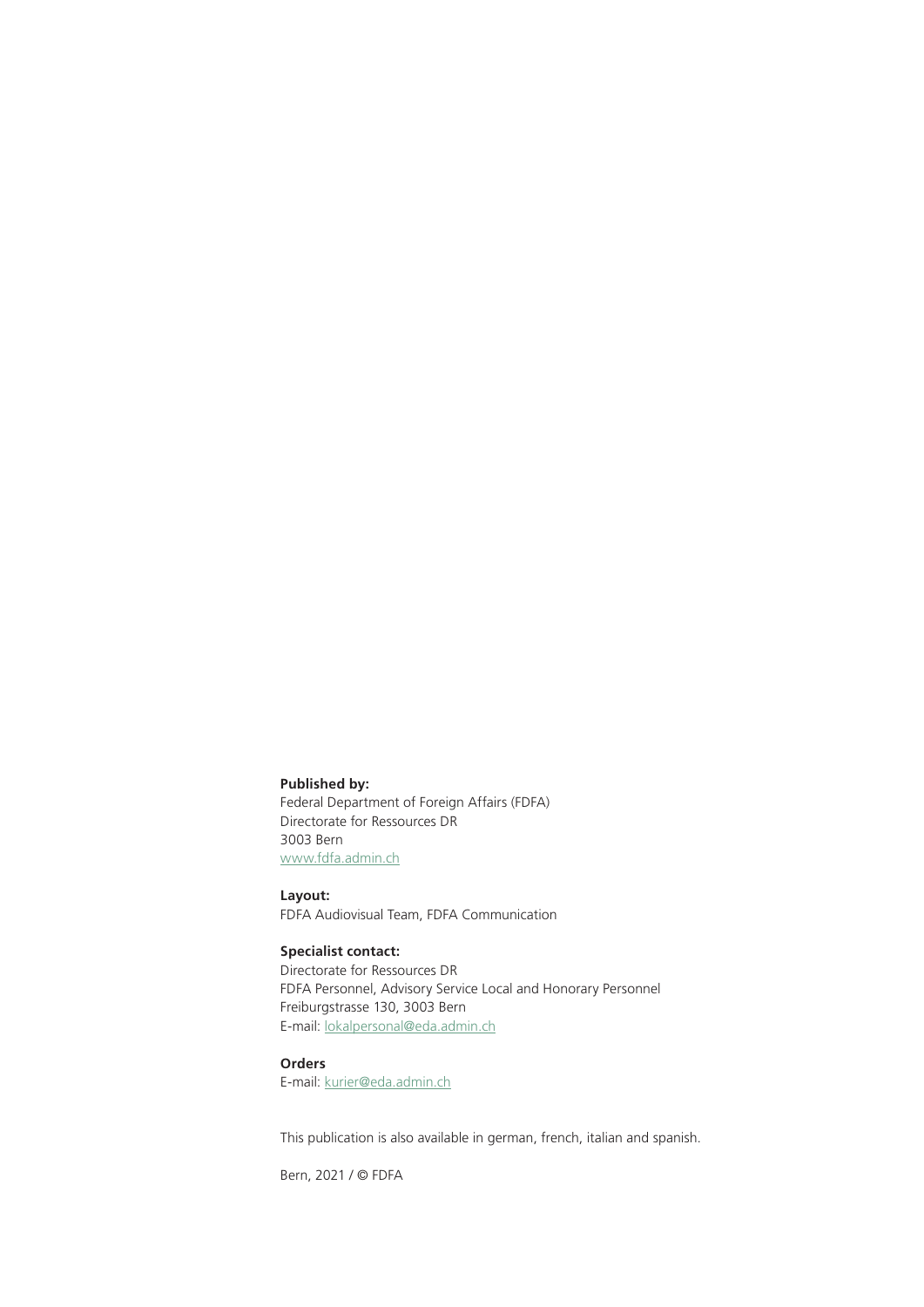**Published by:**
Federal Department of Foreign Affairs (FDFA)
Directorate for Ressources DR
3003 Bern
www.fdfa.admin.ch

**Layout:**
FDFA Audiovisual Team, FDFA Communication

**Specialist contact:**
Directorate for Ressources DR
FDFA Personnel, Advisory Service Local and Honorary Personnel
Freiburgstrasse 130, 3003 Bern
E-mail: lokalpersonal@eda.admin.ch

**Orders**
E-mail: kurier@eda.admin.ch

This publication is also available in german, french, italian and spanish.

Bern, 2021 / © FDFA